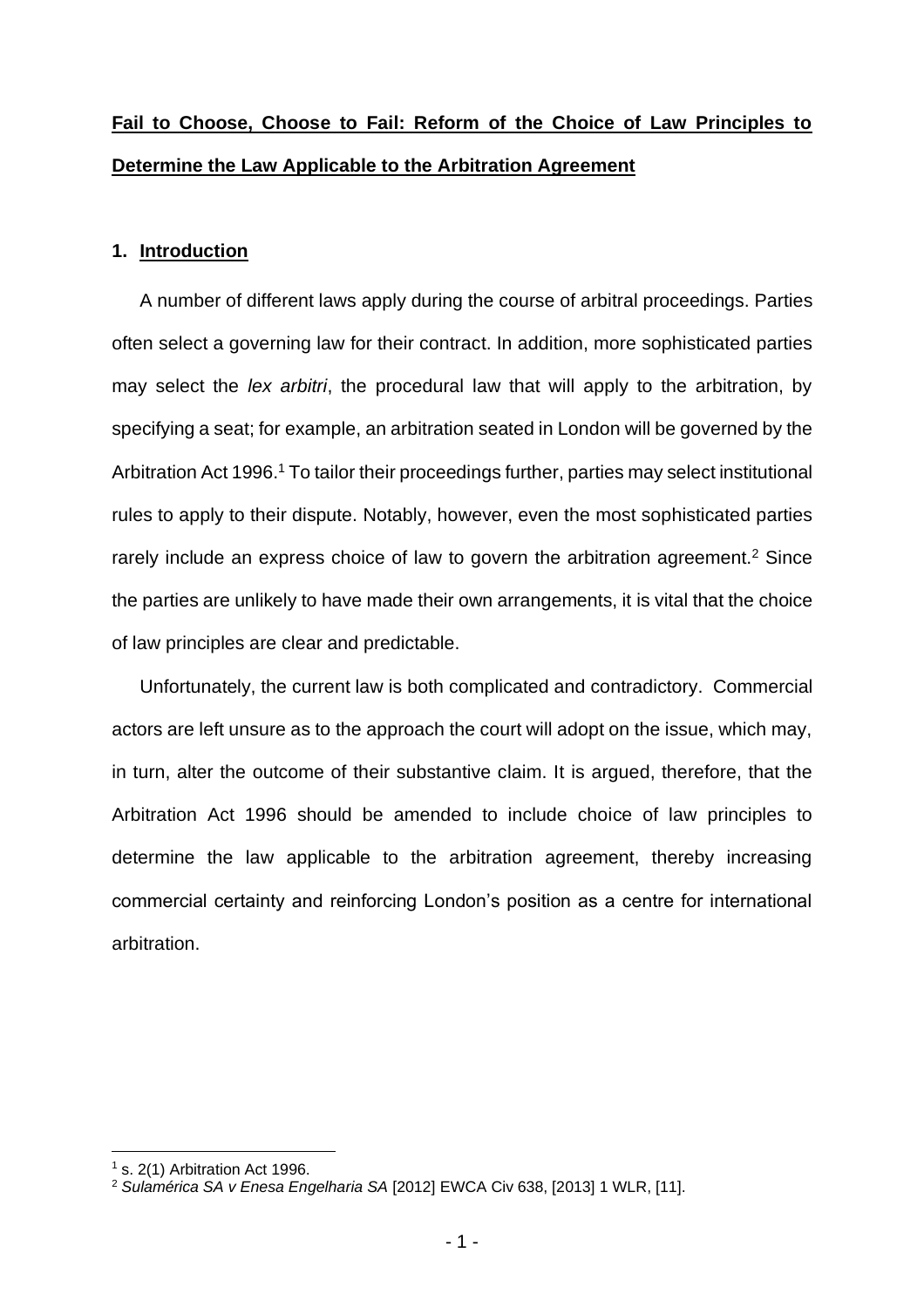# **Fail to Choose, Choose to Fail: Reform of the Choice of Law Principles to Determine the Law Applicable to the Arbitration Agreement**

## **1. Introduction**

A number of different laws apply during the course of arbitral proceedings. Parties often select a governing law for their contract. In addition, more sophisticated parties may select the *lex arbitri*, the procedural law that will apply to the arbitration, by specifying a seat; for example, an arbitration seated in London will be governed by the Arbitration Act 1996.[1] To tailor their proceedings further, parties may select institutional rules to apply to their dispute. Notably, however, even the most sophisticated parties rarely include an express choice of law to govern the arbitration agreement.[2] Since the parties are unlikely to have made their own arrangements, it is vital that the choice of law principles are clear and predictable.

Unfortunately, the current law is both complicated and contradictory. Commercial actors are left unsure as to the approach the court will adopt on the issue, which may, in turn, alter the outcome of their substantive claim. It is argued, therefore, that the Arbitration Act 1996 should be amended to include choice of law principles to determine the law applicable to the arbitration agreement, thereby increasing commercial certainty and reinforcing London's position as a centre for international arbitration.

[1] s. 2(1) Arbitration Act 1996.

[2] *Sulamérica SA v Enesa Engelharia SA* [2012] EWCA Civ 638, [2013] 1 WLR, [11].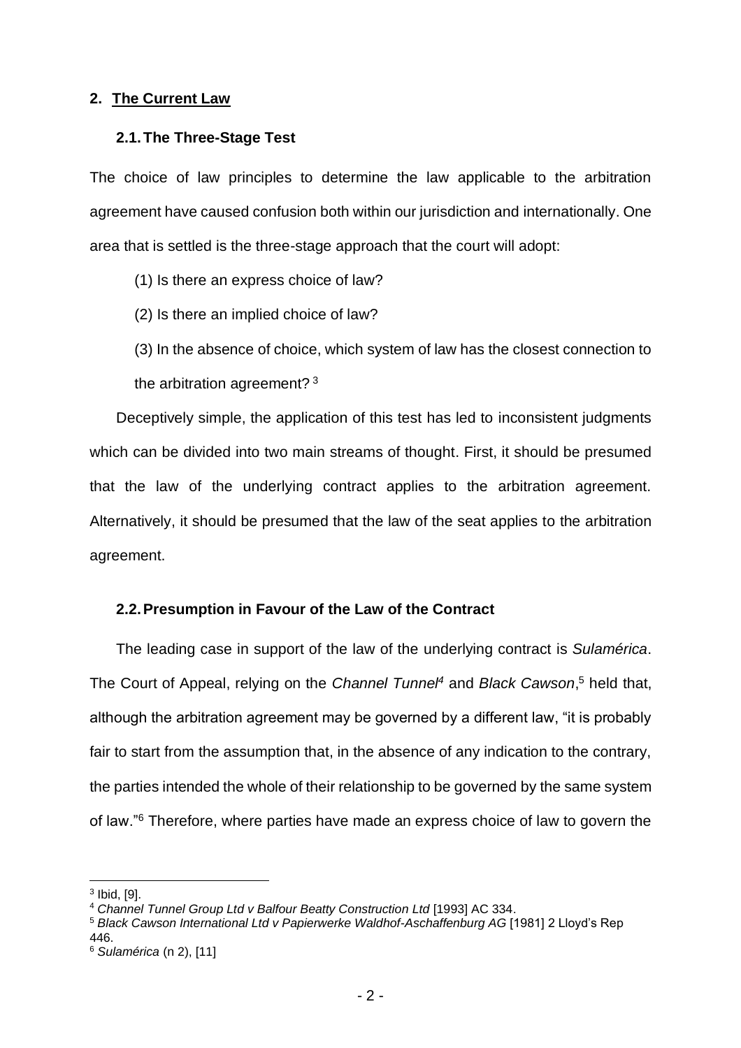## 2. The Current Law

### 2.1. The Three-Stage Test

The choice of law principles to determine the law applicable to the arbitration agreement have caused confusion both within our jurisdiction and internationally. One area that is settled is the three-stage approach that the court will adopt:

(1) Is there an express choice of law?

(2) Is there an implied choice of law?

(3) In the absence of choice, which system of law has the closest connection to the arbitration agreement? [3]

Deceptively simple, the application of this test has led to inconsistent judgments which can be divided into two main streams of thought. First, it should be presumed that the law of the underlying contract applies to the arbitration agreement. Alternatively, it should be presumed that the law of the seat applies to the arbitration agreement.

### 2.2. Presumption in Favour of the Law of the Contract

The leading case in support of the law of the underlying contract is *Sulamérica*. The Court of Appeal, relying on the *Channel Tunnel*[4] and *Black Cawson*,[5] held that, although the arbitration agreement may be governed by a different law, "it is probably fair to start from the assumption that, in the absence of any indication to the contrary, the parties intended the whole of their relationship to be governed by the same system of law."[6] Therefore, where parties have made an express choice of law to govern the

---

[3] Ibid, [9].

[4] *Channel Tunnel Group Ltd v Balfour Beatty Construction Ltd* [1993] AC 334.

[5] *Black Cawson International Ltd v Papierwerke Waldhof-Aschaffenburg AG* [1981] 2 Lloyd's Rep 446.

[6] *Sulamérica* (n 2), [11]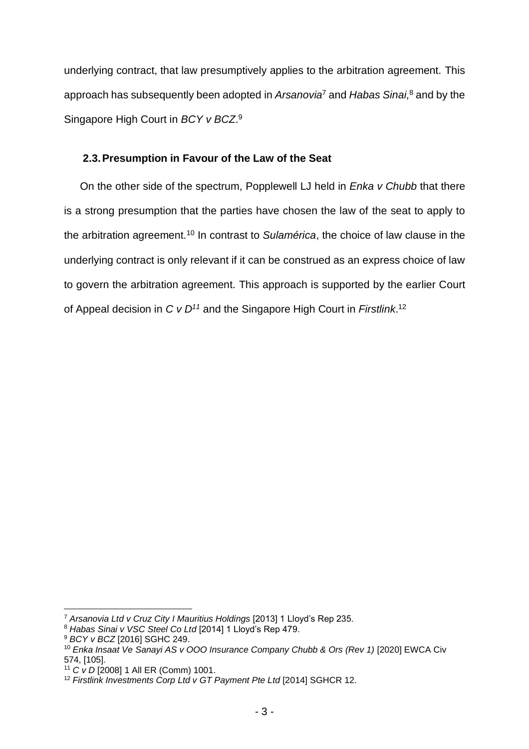underlying contract, that law presumptively applies to the arbitration agreement. This approach has subsequently been adopted in *Arsanovia*[7] and *Habas Sinai,*[8] and by the Singapore High Court in *BCY v BCZ*.[9]

### 2.3. Presumption in Favour of the Law of the Seat

On the other side of the spectrum, Popplewell LJ held in *Enka v Chubb* that there is a strong presumption that the parties have chosen the law of the seat to apply to the arbitration agreement.[10] In contrast to *Sulamérica*, the choice of law clause in the underlying contract is only relevant if it can be construed as an express choice of law to govern the arbitration agreement. This approach is supported by the earlier Court of Appeal decision in *C v D*[11] and the Singapore High Court in *Firstlink*.[12]

---

[7] *Arsanovia Ltd v Cruz City I Mauritius Holdings* [2013] 1 Lloyd's Rep 235.

[8] *Habas Sinai v VSC Steel Co Ltd* [2014] 1 Lloyd's Rep 479.

[9] *BCY v BCZ* [2016] SGHC 249.

[10] *Enka Insaat Ve Sanayi AS v OOO Insurance Company Chubb & Ors (Rev 1)* [2020] EWCA Civ 574, [105].

[11] *C v D* [2008] 1 All ER (Comm) 1001.

[12] *Firstlink Investments Corp Ltd v GT Payment Pte Ltd* [2014] SGHCR 12.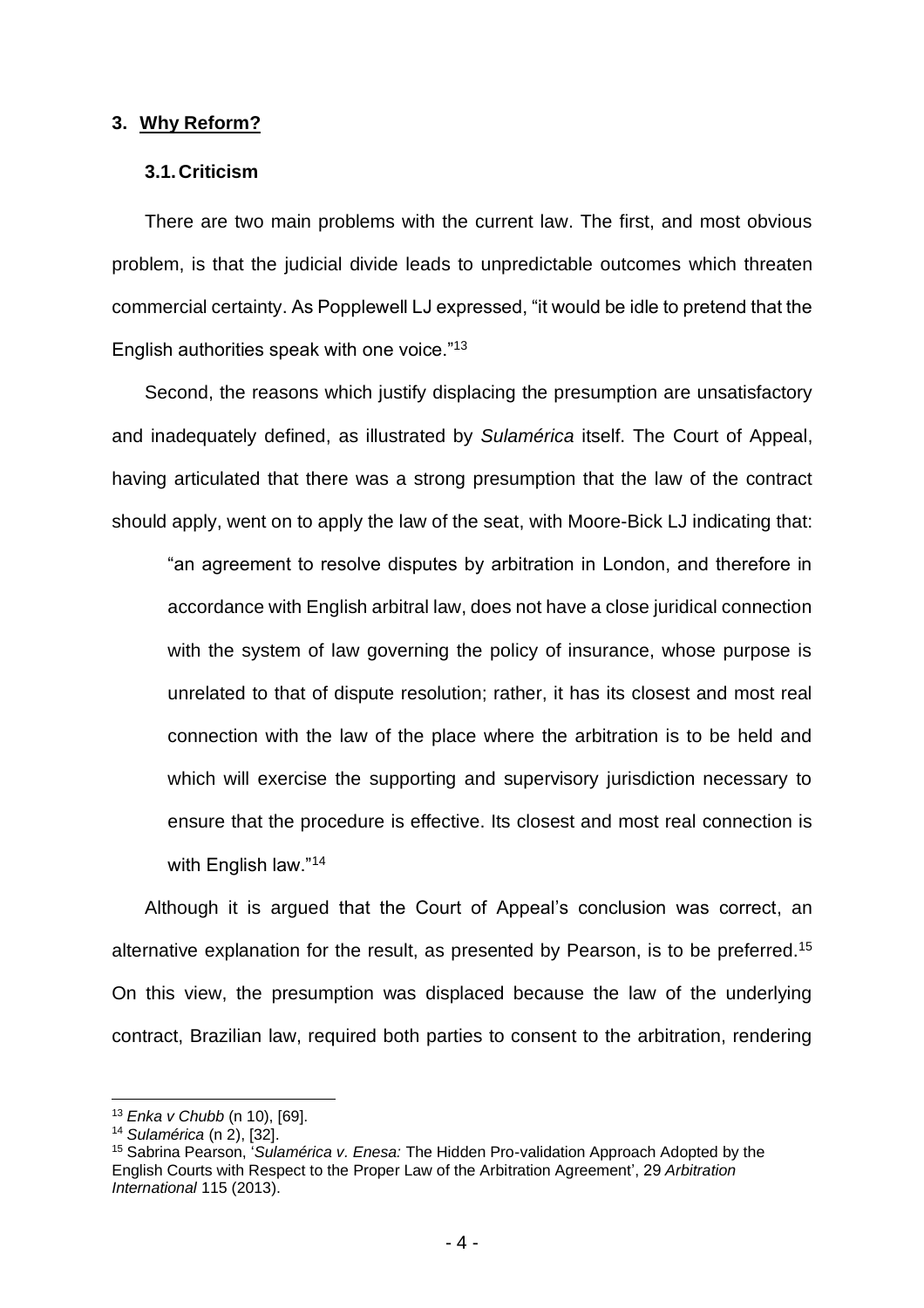## 3. Why Reform?

### 3.1. Criticism

There are two main problems with the current law. The first, and most obvious problem, is that the judicial divide leads to unpredictable outcomes which threaten commercial certainty. As Popplewell LJ expressed, "it would be idle to pretend that the English authorities speak with one voice."[13]

Second, the reasons which justify displacing the presumption are unsatisfactory and inadequately defined, as illustrated by *Sulamérica* itself. The Court of Appeal, having articulated that there was a strong presumption that the law of the contract should apply, went on to apply the law of the seat, with Moore-Bick LJ indicating that:

> "an agreement to resolve disputes by arbitration in London, and therefore in accordance with English arbitral law, does not have a close juridical connection with the system of law governing the policy of insurance, whose purpose is unrelated to that of dispute resolution; rather, it has its closest and most real connection with the law of the place where the arbitration is to be held and which will exercise the supporting and supervisory jurisdiction necessary to ensure that the procedure is effective. Its closest and most real connection is with English law."[14]

Although it is argued that the Court of Appeal's conclusion was correct, an alternative explanation for the result, as presented by Pearson, is to be preferred.[15] On this view, the presumption was displaced because the law of the underlying contract, Brazilian law, required both parties to consent to the arbitration, rendering

---

[13] *Enka v Chubb* (n 10), [69].

[14] *Sulamérica* (n 2), [32].

[15] Sabrina Pearson, '*Sulamérica v. Enesa:* The Hidden Pro-validation Approach Adopted by the English Courts with Respect to the Proper Law of the Arbitration Agreement', 29 *Arbitration International* 115 (2013).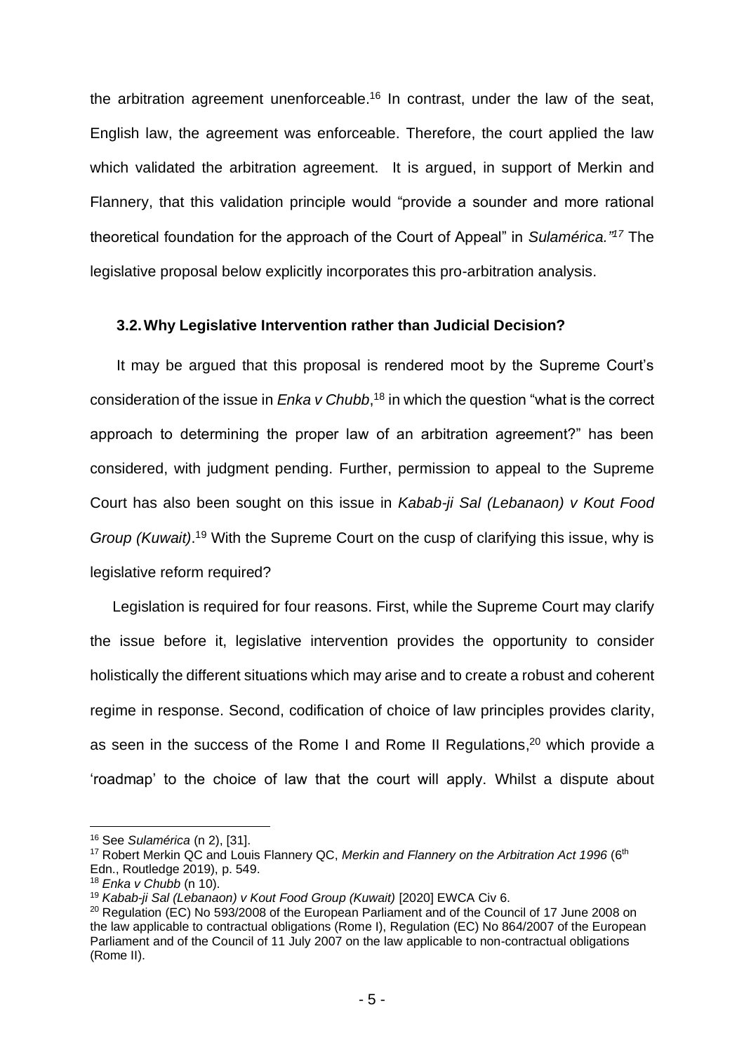the arbitration agreement unenforceable.[16] In contrast, under the law of the seat, English law, the agreement was enforceable. Therefore, the court applied the law which validated the arbitration agreement. It is argued, in support of Merkin and Flannery, that this validation principle would "provide a sounder and more rational theoretical foundation for the approach of the Court of Appeal" in *Sulamérica."*[17] The legislative proposal below explicitly incorporates this pro-arbitration analysis.

### 3.2. Why Legislative Intervention rather than Judicial Decision?

It may be argued that this proposal is rendered moot by the Supreme Court's consideration of the issue in *Enka v Chubb*,[18] in which the question "what is the correct approach to determining the proper law of an arbitration agreement?" has been considered, with judgment pending. Further, permission to appeal to the Supreme Court has also been sought on this issue in *Kabab-ji Sal (Lebanaon) v Kout Food Group (Kuwait)*.[19] With the Supreme Court on the cusp of clarifying this issue, why is legislative reform required?

Legislation is required for four reasons. First, while the Supreme Court may clarify the issue before it, legislative intervention provides the opportunity to consider holistically the different situations which may arise and to create a robust and coherent regime in response. Second, codification of choice of law principles provides clarity, as seen in the success of the Rome I and Rome II Regulations,[20] which provide a 'roadmap' to the choice of law that the court will apply. Whilst a dispute about

---

[16] See *Sulamérica* (n 2), [31].

[17] Robert Merkin QC and Louis Flannery QC, *Merkin and Flannery on the Arbitration Act 1996* (6th Edn., Routledge 2019), p. 549.

[18] *Enka v Chubb* (n 10).

[19] *Kabab-ji Sal (Lebanaon) v Kout Food Group (Kuwait)* [2020] EWCA Civ 6.

[20] Regulation (EC) No 593/2008 of the European Parliament and of the Council of 17 June 2008 on the law applicable to contractual obligations (Rome I), Regulation (EC) No 864/2007 of the European Parliament and of the Council of 11 July 2007 on the law applicable to non-contractual obligations (Rome II).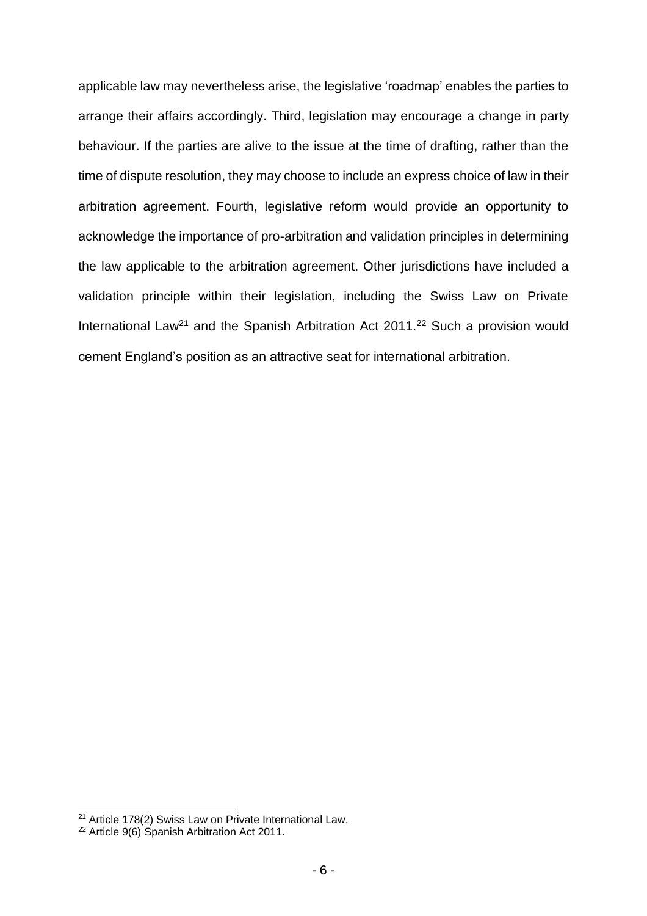applicable law may nevertheless arise, the legislative 'roadmap' enables the parties to arrange their affairs accordingly. Third, legislation may encourage a change in party behaviour. If the parties are alive to the issue at the time of drafting, rather than the time of dispute resolution, they may choose to include an express choice of law in their arbitration agreement. Fourth, legislative reform would provide an opportunity to acknowledge the importance of pro-arbitration and validation principles in determining the law applicable to the arbitration agreement. Other jurisdictions have included a validation principle within their legislation, including the Swiss Law on Private International Law[21] and the Spanish Arbitration Act 2011.[22] Such a provision would cement England's position as an attractive seat for international arbitration.

---

[21] Article 178(2) Swiss Law on Private International Law.

[22] Article 9(6) Spanish Arbitration Act 2011.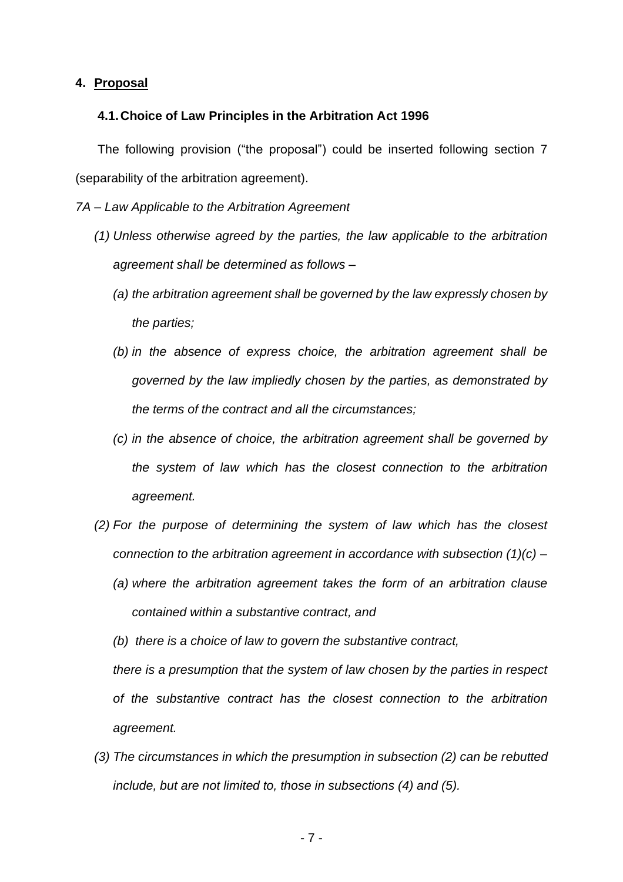## 4. Proposal

### 4.1. Choice of Law Principles in the Arbitration Act 1996

The following provision ("the proposal") could be inserted following section 7 (separability of the arbitration agreement).

*7A – Law Applicable to the Arbitration Agreement*

*(1) Unless otherwise agreed by the parties, the law applicable to the arbitration agreement shall be determined as follows –*

*(a) the arbitration agreement shall be governed by the law expressly chosen by the parties;*

*(b) in the absence of express choice, the arbitration agreement shall be governed by the law impliedly chosen by the parties, as demonstrated by the terms of the contract and all the circumstances;*

*(c) in the absence of choice, the arbitration agreement shall be governed by the system of law which has the closest connection to the arbitration agreement.*

*(2) For the purpose of determining the system of law which has the closest connection to the arbitration agreement in accordance with subsection (1)(c) –*

*(a) where the arbitration agreement takes the form of an arbitration clause contained within a substantive contract, and*

*(b) there is a choice of law to govern the substantive contract,*

*there is a presumption that the system of law chosen by the parties in respect of the substantive contract has the closest connection to the arbitration agreement.*

*(3) The circumstances in which the presumption in subsection (2) can be rebutted include, but are not limited to, those in subsections (4) and (5).*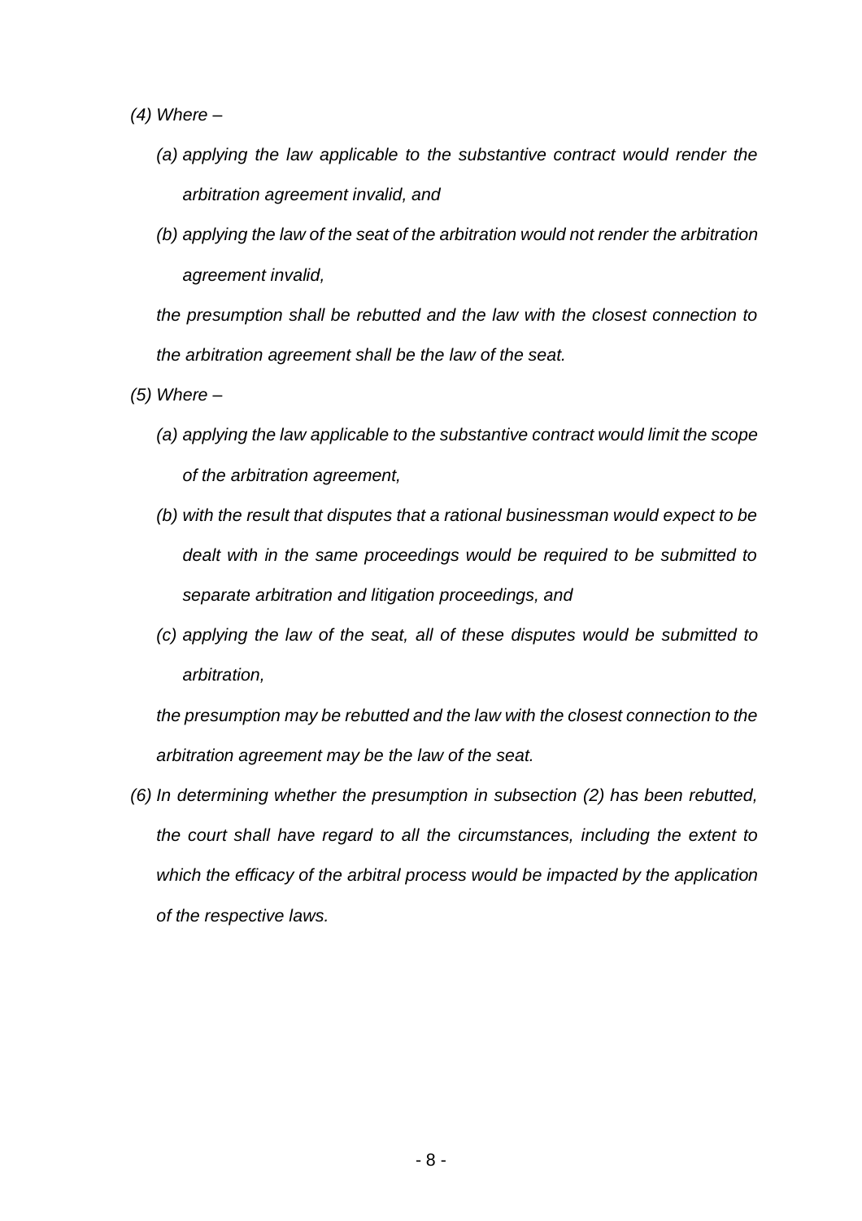*(4) Where –*

*(a) applying the law applicable to the substantive contract would render the arbitration agreement invalid, and*

*(b) applying the law of the seat of the arbitration would not render the arbitration agreement invalid,*

*the presumption shall be rebutted and the law with the closest connection to the arbitration agreement shall be the law of the seat.*

*(5) Where –*

*(a) applying the law applicable to the substantive contract would limit the scope of the arbitration agreement,*

*(b) with the result that disputes that a rational businessman would expect to be dealt with in the same proceedings would be required to be submitted to separate arbitration and litigation proceedings, and*

*(c) applying the law of the seat, all of these disputes would be submitted to arbitration,*

*the presumption may be rebutted and the law with the closest connection to the arbitration agreement may be the law of the seat.*

*(6) In determining whether the presumption in subsection (2) has been rebutted, the court shall have regard to all the circumstances, including the extent to which the efficacy of the arbitral process would be impacted by the application of the respective laws.*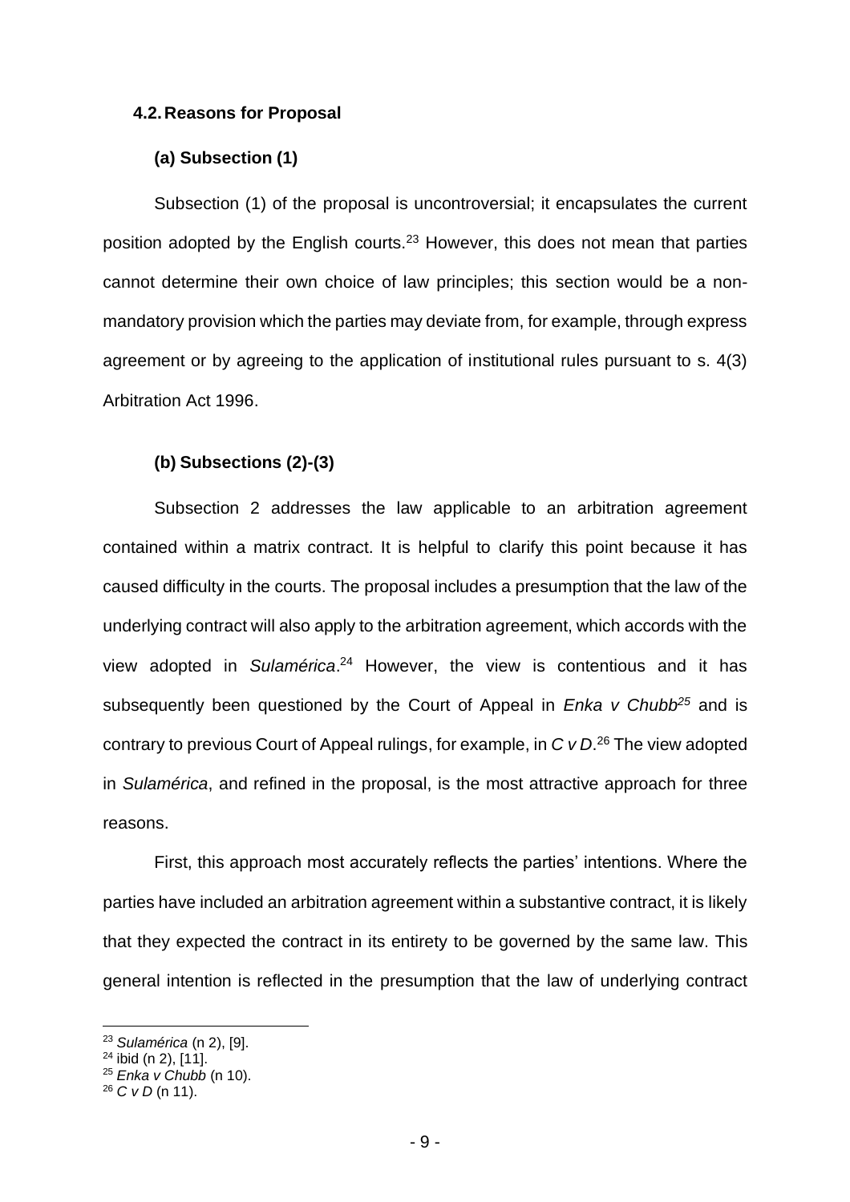### 4.2. Reasons for Proposal

#### (a) Subsection (1)

Subsection (1) of the proposal is uncontroversial; it encapsulates the current position adopted by the English courts.[23] However, this does not mean that parties cannot determine their own choice of law principles; this section would be a non-mandatory provision which the parties may deviate from, for example, through express agreement or by agreeing to the application of institutional rules pursuant to s. 4(3) Arbitration Act 1996.

#### (b) Subsections (2)-(3)

Subsection 2 addresses the law applicable to an arbitration agreement contained within a matrix contract. It is helpful to clarify this point because it has caused difficulty in the courts. The proposal includes a presumption that the law of the underlying contract will also apply to the arbitration agreement, which accords with the view adopted in *Sulamérica*.[24] However, the view is contentious and it has subsequently been questioned by the Court of Appeal in *Enka v Chubb*[25] and is contrary to previous Court of Appeal rulings, for example, in *C v D*.[26] The view adopted in *Sulamérica*, and refined in the proposal, is the most attractive approach for three reasons.

First, this approach most accurately reflects the parties' intentions. Where the parties have included an arbitration agreement within a substantive contract, it is likely that they expected the contract in its entirety to be governed by the same law. This general intention is reflected in the presumption that the law of underlying contract

---

[23] *Sulamérica* (n 2), [9].

[24] ibid (n 2), [11].

[25] *Enka v Chubb* (n 10).

[26] *C v D* (n 11).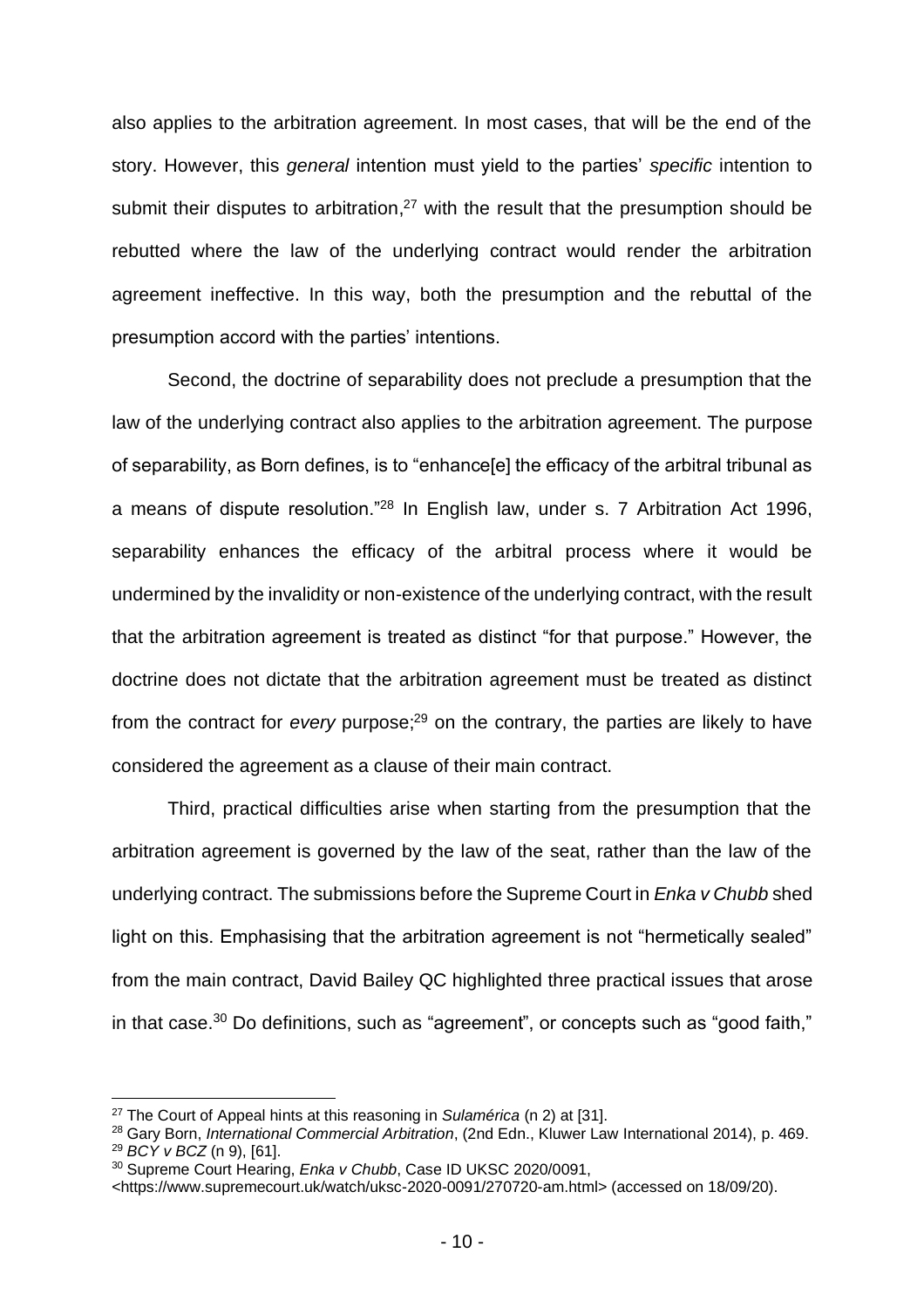also applies to the arbitration agreement. In most cases, that will be the end of the story. However, this *general* intention must yield to the parties' *specific* intention to submit their disputes to arbitration,[27] with the result that the presumption should be rebutted where the law of the underlying contract would render the arbitration agreement ineffective. In this way, both the presumption and the rebuttal of the presumption accord with the parties' intentions.

Second, the doctrine of separability does not preclude a presumption that the law of the underlying contract also applies to the arbitration agreement. The purpose of separability, as Born defines, is to "enhance[e] the efficacy of the arbitral tribunal as a means of dispute resolution."[28] In English law, under s. 7 Arbitration Act 1996, separability enhances the efficacy of the arbitral process where it would be undermined by the invalidity or non-existence of the underlying contract, with the result that the arbitration agreement is treated as distinct "for that purpose." However, the doctrine does not dictate that the arbitration agreement must be treated as distinct from the contract for *every* purpose;[29] on the contrary, the parties are likely to have considered the agreement as a clause of their main contract.

Third, practical difficulties arise when starting from the presumption that the arbitration agreement is governed by the law of the seat, rather than the law of the underlying contract. The submissions before the Supreme Court in *Enka v Chubb* shed light on this. Emphasising that the arbitration agreement is not "hermetically sealed" from the main contract, David Bailey QC highlighted three practical issues that arose in that case.[30] Do definitions, such as "agreement", or concepts such as "good faith,"

---

[27] The Court of Appeal hints at this reasoning in *Sulamérica* (n 2) at [31].

[28] Gary Born, *International Commercial Arbitration*, (2nd Edn., Kluwer Law International 2014), p. 469.

[29] *BCY v BCZ* (n 9), [61].

[30] Supreme Court Hearing, *Enka v Chubb*, Case ID UKSC 2020/0091, <https://www.supremecourt.uk/watch/uksc-2020-0091/270720-am.html> (accessed on 18/09/20).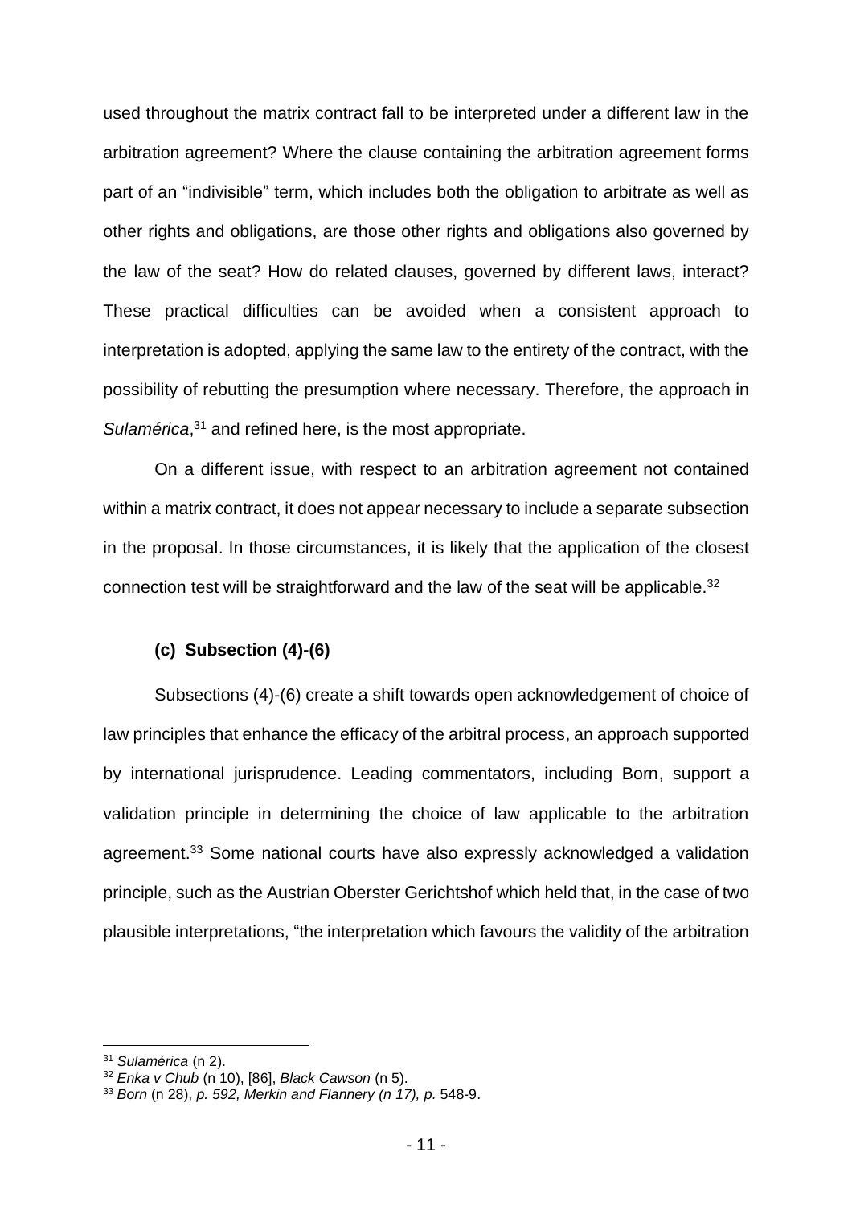used throughout the matrix contract fall to be interpreted under a different law in the arbitration agreement? Where the clause containing the arbitration agreement forms part of an "indivisible" term, which includes both the obligation to arbitrate as well as other rights and obligations, are those other rights and obligations also governed by the law of the seat? How do related clauses, governed by different laws, interact? These practical difficulties can be avoided when a consistent approach to interpretation is adopted, applying the same law to the entirety of the contract, with the possibility of rebutting the presumption where necessary. Therefore, the approach in *Sulamérica*,[31] and refined here, is the most appropriate.

On a different issue, with respect to an arbitration agreement not contained within a matrix contract, it does not appear necessary to include a separate subsection in the proposal. In those circumstances, it is likely that the application of the closest connection test will be straightforward and the law of the seat will be applicable.[32]

**(c) Subsection (4)-(6)**

Subsections (4)-(6) create a shift towards open acknowledgement of choice of law principles that enhance the efficacy of the arbitral process, an approach supported by international jurisprudence. Leading commentators, including Born, support a validation principle in determining the choice of law applicable to the arbitration agreement.[33] Some national courts have also expressly acknowledged a validation principle, such as the Austrian Oberster Gerichtshof which held that, in the case of two plausible interpretations, "the interpretation which favours the validity of the arbitration

---

[31] *Sulamérica* (n 2).

[32] *Enka v Chub* (n 10), [86], *Black Cawson* (n 5).

[33] *Born* (n 28), *p. 592, Merkin and Flannery (n 17), p.* 548-9.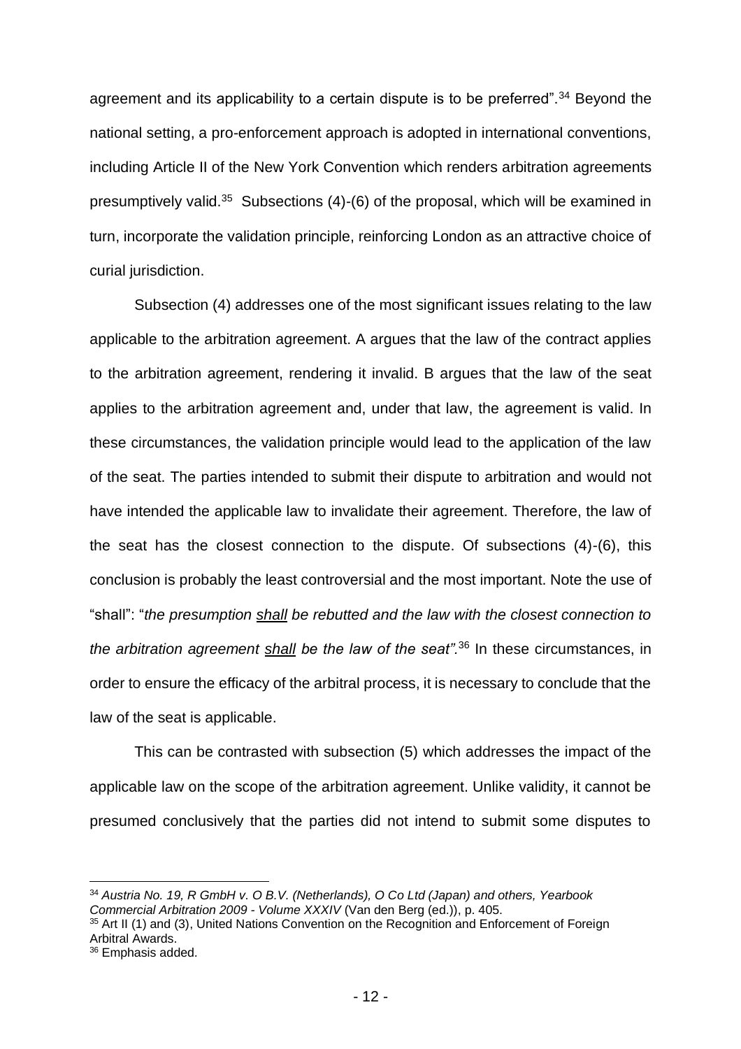agreement and its applicability to a certain dispute is to be preferred".[34] Beyond the national setting, a pro-enforcement approach is adopted in international conventions, including Article II of the New York Convention which renders arbitration agreements presumptively valid.[35] Subsections (4)-(6) of the proposal, which will be examined in turn, incorporate the validation principle, reinforcing London as an attractive choice of curial jurisdiction.

Subsection (4) addresses one of the most significant issues relating to the law applicable to the arbitration agreement. A argues that the law of the contract applies to the arbitration agreement, rendering it invalid. B argues that the law of the seat applies to the arbitration agreement and, under that law, the agreement is valid. In these circumstances, the validation principle would lead to the application of the law of the seat. The parties intended to submit their dispute to arbitration and would not have intended the applicable law to invalidate their agreement. Therefore, the law of the seat has the closest connection to the dispute. Of subsections (4)-(6), this conclusion is probably the least controversial and the most important. Note the use of "shall": "*the presumption <u>shall</u> be rebutted and the law with the closest connection to the arbitration agreement <u>shall</u> be the law of the seat"*.[36] In these circumstances, in order to ensure the efficacy of the arbitral process, it is necessary to conclude that the law of the seat is applicable.

This can be contrasted with subsection (5) which addresses the impact of the applicable law on the scope of the arbitration agreement. Unlike validity, it cannot be presumed conclusively that the parties did not intend to submit some disputes to

---

[34] *Austria No. 19, R GmbH v. O B.V. (Netherlands), O Co Ltd (Japan) and others, Yearbook Commercial Arbitration 2009 - Volume XXXIV* (Van den Berg (ed.)), p. 405.

[35] Art II (1) and (3), United Nations Convention on the Recognition and Enforcement of Foreign Arbitral Awards.

[36] Emphasis added.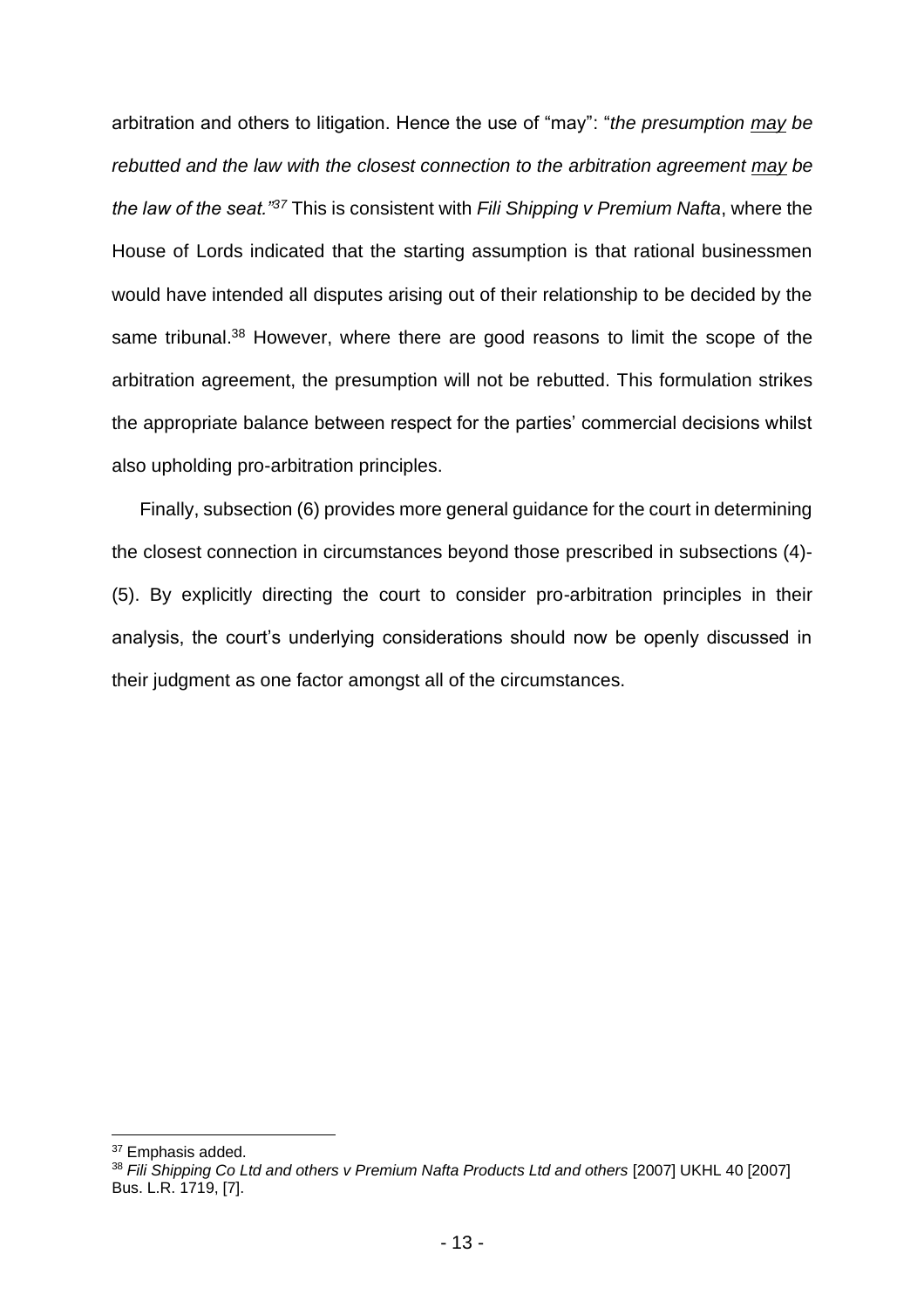arbitration and others to litigation. Hence the use of "may": "*the presumption* <u>*may*</u> *be rebutted and the law with the closest connection to the arbitration agreement* <u>*may*</u> *be the law of the seat."*[37] This is consistent with *Fili Shipping v Premium Nafta*, where the House of Lords indicated that the starting assumption is that rational businessmen would have intended all disputes arising out of their relationship to be decided by the same tribunal.[38] However, where there are good reasons to limit the scope of the arbitration agreement, the presumption will not be rebutted. This formulation strikes the appropriate balance between respect for the parties' commercial decisions whilst also upholding pro-arbitration principles.

Finally, subsection (6) provides more general guidance for the court in determining the closest connection in circumstances beyond those prescribed in subsections (4)-(5). By explicitly directing the court to consider pro-arbitration principles in their analysis, the court's underlying considerations should now be openly discussed in their judgment as one factor amongst all of the circumstances.

---

[37] Emphasis added.

[38] *Fili Shipping Co Ltd and others v Premium Nafta Products Ltd and others* [2007] UKHL 40 [2007] Bus. L.R. 1719, [7].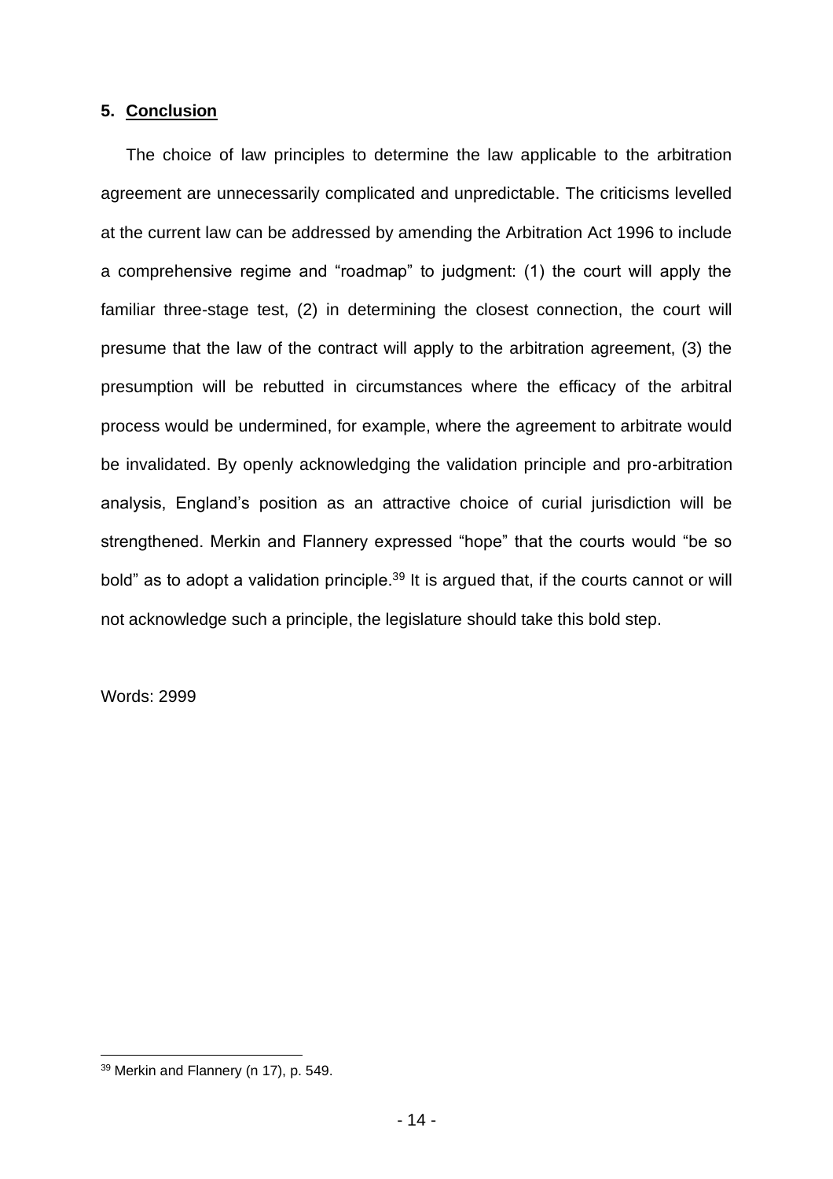## 5. Conclusion

The choice of law principles to determine the law applicable to the arbitration agreement are unnecessarily complicated and unpredictable. The criticisms levelled at the current law can be addressed by amending the Arbitration Act 1996 to include a comprehensive regime and "roadmap" to judgment: (1) the court will apply the familiar three-stage test, (2) in determining the closest connection, the court will presume that the law of the contract will apply to the arbitration agreement, (3) the presumption will be rebutted in circumstances where the efficacy of the arbitral process would be undermined, for example, where the agreement to arbitrate would be invalidated. By openly acknowledging the validation principle and pro-arbitration analysis, England's position as an attractive choice of curial jurisdiction will be strengthened. Merkin and Flannery expressed "hope" that the courts would "be so bold" as to adopt a validation principle.[39] It is argued that, if the courts cannot or will not acknowledge such a principle, the legislature should take this bold step.

Words: 2999

[39] Merkin and Flannery (n 17), p. 549.